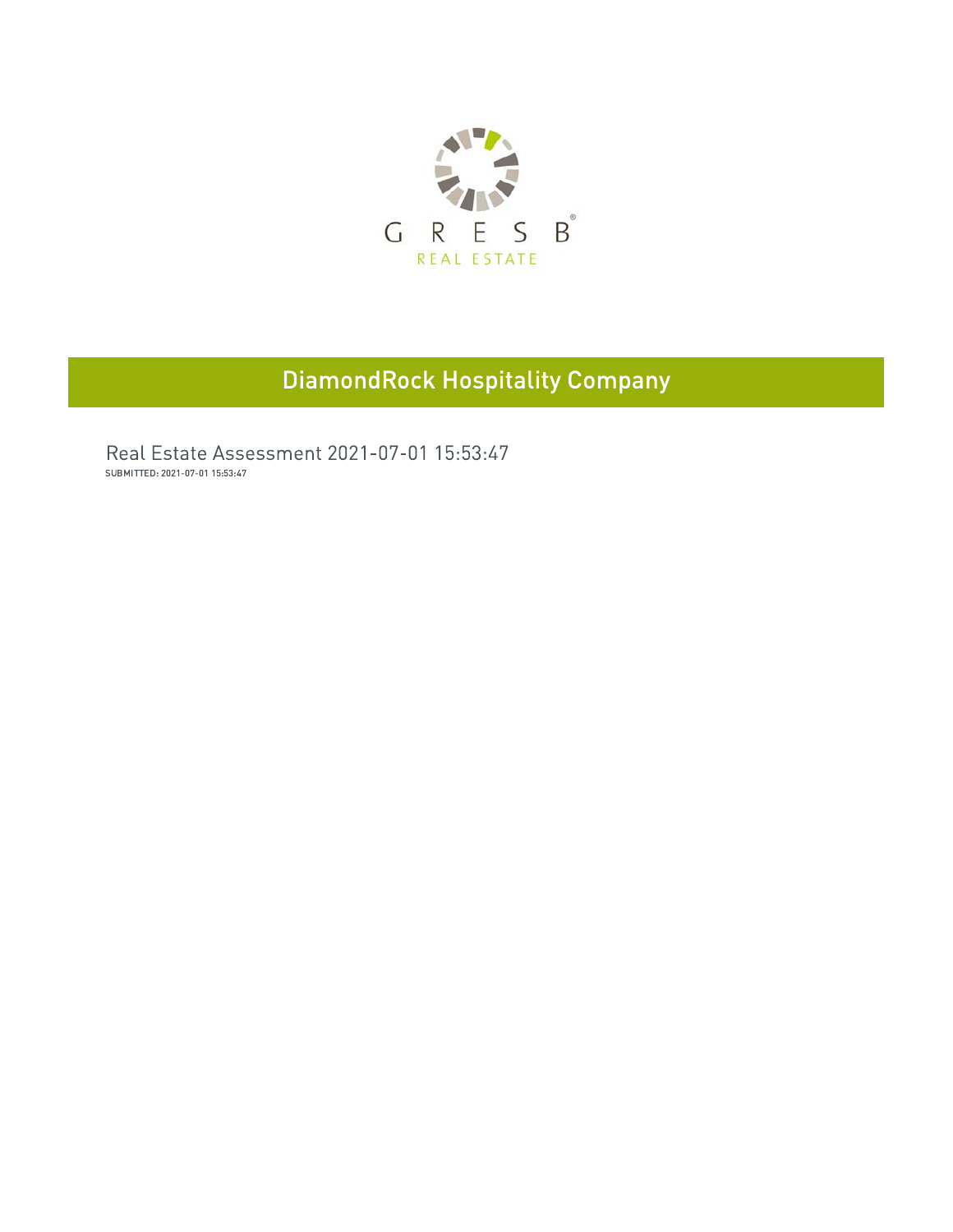GRESB

REAL ESTATE

# DiamondRock Hospitality Company

## Real Estate Assessment 2021-07-01 15:53:47

SUBMITTED: 2021-07-01 15:53:47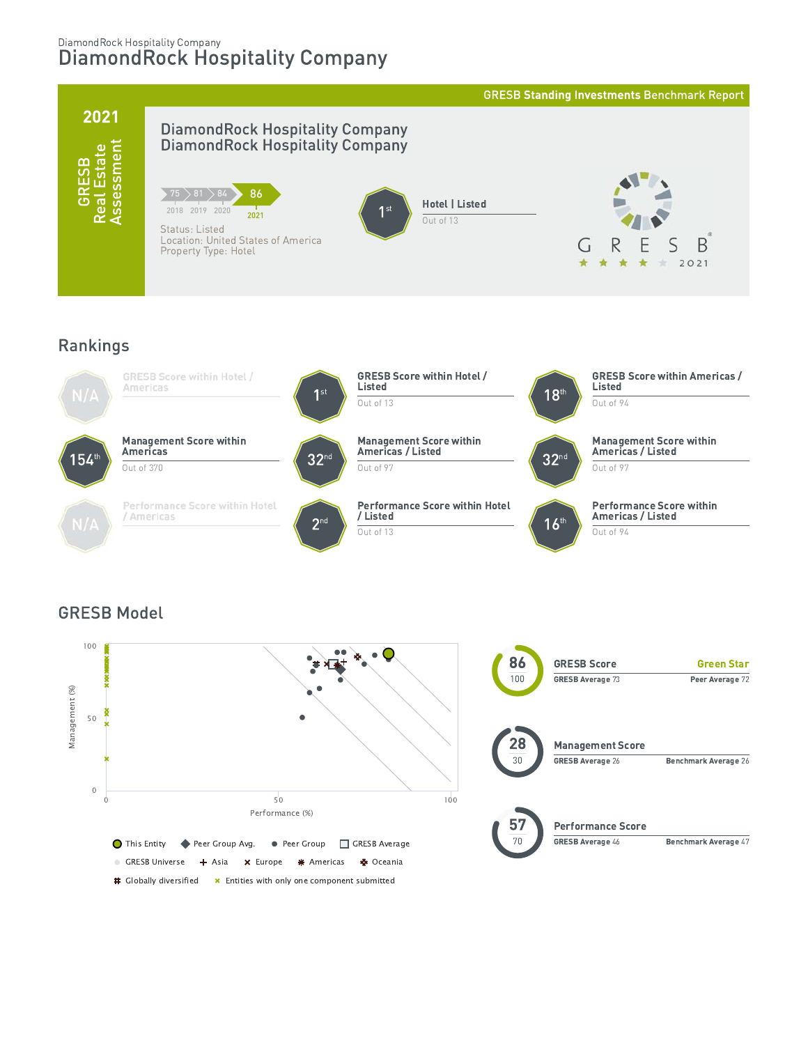DiamondRock Hospitality Company

# DiamondRock Hospitality Company

**GRESB Standing Investments Benchmark Report**

**2021**

**GRESB Real Estate Assessment**

## DiamondRock Hospitality Company
## DiamondRock Hospitality Company

| 2018 | 2019 | 2020 | 2021 |
|---|---|---|---|
| 75 | 81 | 84 | 86 |

Status: Listed
Location: United States of America
Property Type: Hotel

**1st** — **Hotel | Listed** — Out of 13

GRESB ★★★★ 2021

## Rankings

| Rank | Category | Out of |
|---|---|---|
| N/A | GRESB Score within Hotel / Americas | |
| 1st | GRESB Score within Hotel / Listed | Out of 13 |
| 18th | GRESB Score within Americas / Listed | Out of 94 |
| 154th | Management Score within Americas | Out of 370 |
| 32nd | Management Score within Americas / Listed | Out of 97 |
| 32nd | Management Score within Americas / Listed | Out of 97 |
| N/A | Performance Score within Hotel / Americas | |
| 2nd | Performance Score within Hotel / Listed | Out of 13 |
| 16th | Performance Score within Americas / Listed | Out of 94 |

## GRESB Model

Management (%) vs. Performance (%)

Legend: This Entity, Peer Group Avg., Peer Group, GRESB Average, GRESB Universe, Asia, Europe, Americas, Oceania, Globally diversified, Entities with only one component submitted

| Score | Value | Max | GRESB Average | Peer / Benchmark Average |
|---|---|---|---|---|
| GRESB Score (Green Star) | 86 | 100 | 73 | Peer Average 72 |
| Management Score | 28 | 30 | 26 | Benchmark Average 26 |
| Performance Score | 57 | 70 | 46 | Benchmark Average 47 |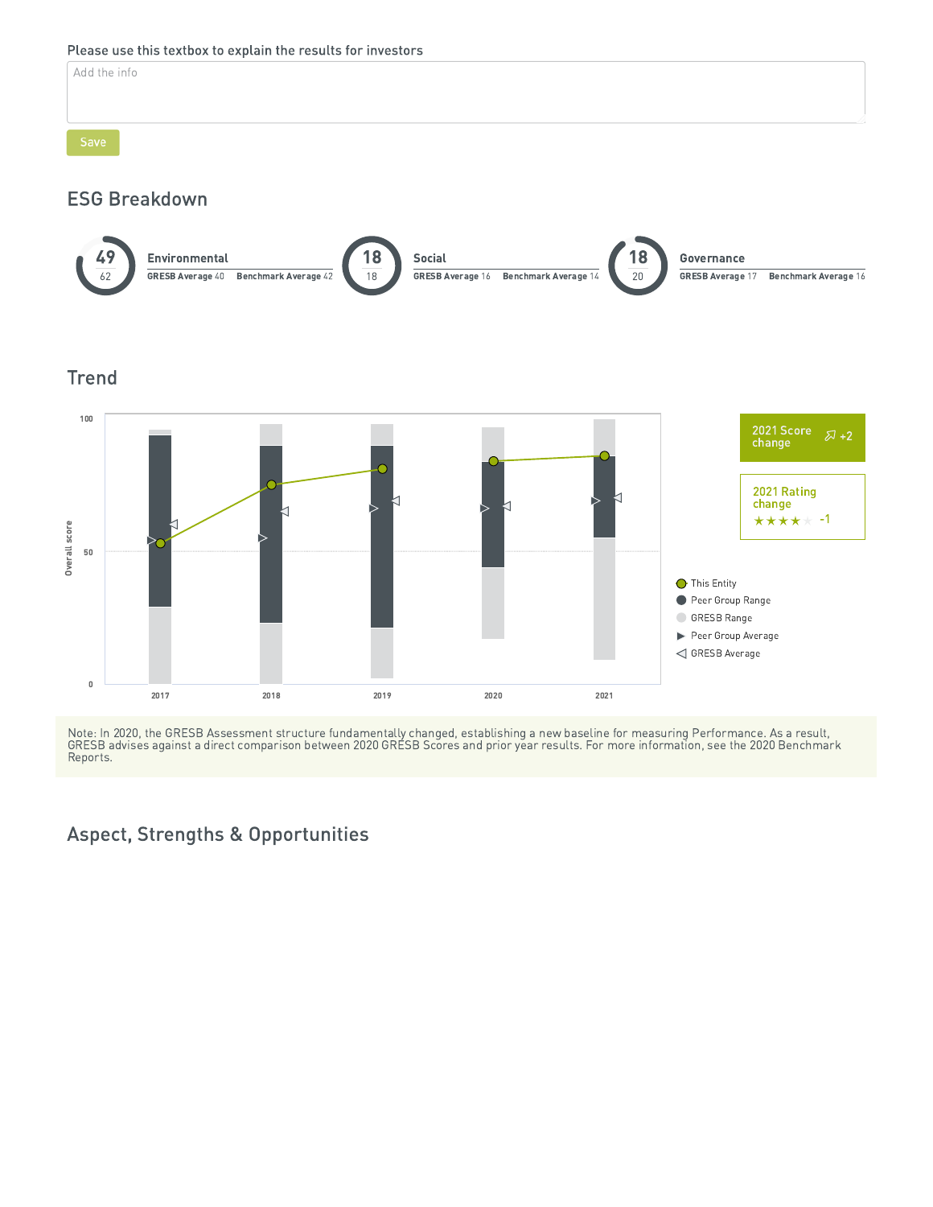Please use this textbox to explain the results for investors

Add the info

Save

## ESG Breakdown

| Score | Max | Category | GRESB Average | Benchmark Average |
|---|---|---|---|---|
| 49 | 62 | Environmental | 40 | 42 |
| 18 | 18 | Social | 16 | 14 |
| 18 | 20 | Governance | 17 | 16 |

## Trend

Overall score (0–100), 2017–2021

Legend: This Entity; Peer Group Range; GRESB Range; Peer Group Average; GRESB Average

**2021 Score change** +2

**2021 Rating change** ★★★★☆ -1

Note: In 2020, the GRESB Assessment structure fundamentally changed, establishing a new baseline for measuring Performance. As a result, GRESB advises against a direct comparison between 2020 GRESB Scores and prior year results. For more information, see the 2020 Benchmark Reports.

## Aspect, Strengths & Opportunities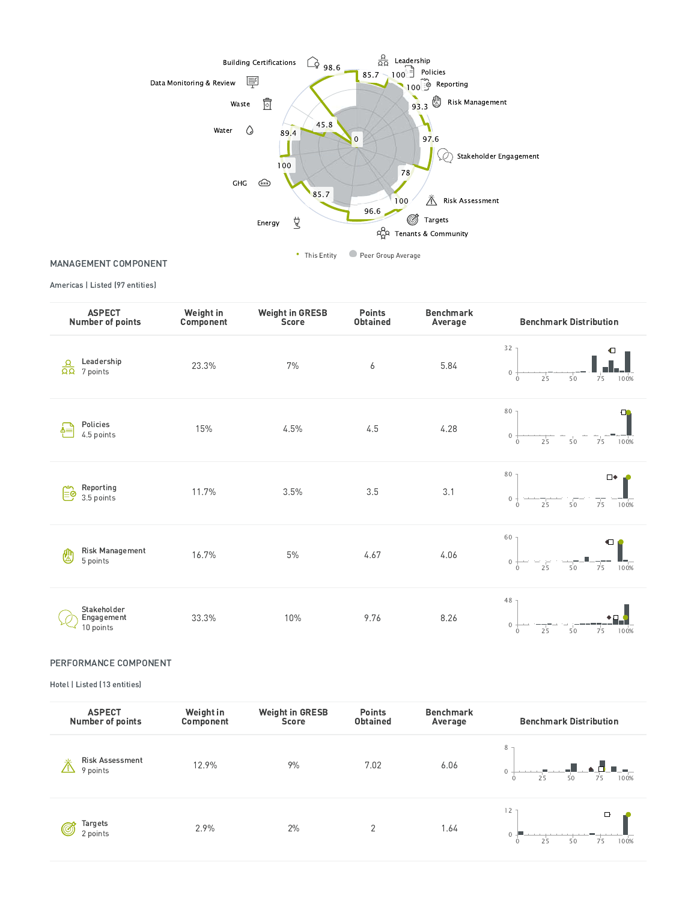Building Certifications 98.6
Data Monitoring & Review 85.7
Waste 45.8
Water 89.4
GHG 100
Energy 85.7
Leadership 100
Policies 100
Reporting 93.3
Risk Management 97.6
Stakeholder Engagement 78
Risk Assessment 100
Targets 96.6
Tenants & Community 0

• This Entity ● Peer Group Average

## MANAGEMENT COMPONENT

Americas | Listed (97 entities)

| ASPECT Number of points | Weight in Component | Weight in GRESB Score | Points Obtained | Benchmark Average | Benchmark Distribution |
|---|---|---|---|---|---|
| Leadership 7 points | 23.3% | 7% | 6 | 5.84 | |
| Policies 4.5 points | 15% | 4.5% | 4.5 | 4.28 | |
| Reporting 3.5 points | 11.7% | 3.5% | 3.5 | 3.1 | |
| Risk Management 5 points | 16.7% | 5% | 4.67 | 4.06 | |
| Stakeholder Engagement 10 points | 33.3% | 10% | 9.76 | 8.26 | |

## PERFORMANCE COMPONENT

Hotel | Listed (13 entities)

| ASPECT Number of points | Weight in Component | Weight in GRESB Score | Points Obtained | Benchmark Average | Benchmark Distribution |
|---|---|---|---|---|---|
| Risk Assessment 9 points | 12.9% | 9% | 7.02 | 6.06 | |
| Targets 2 points | 2.9% | 2% | 2 | 1.64 | |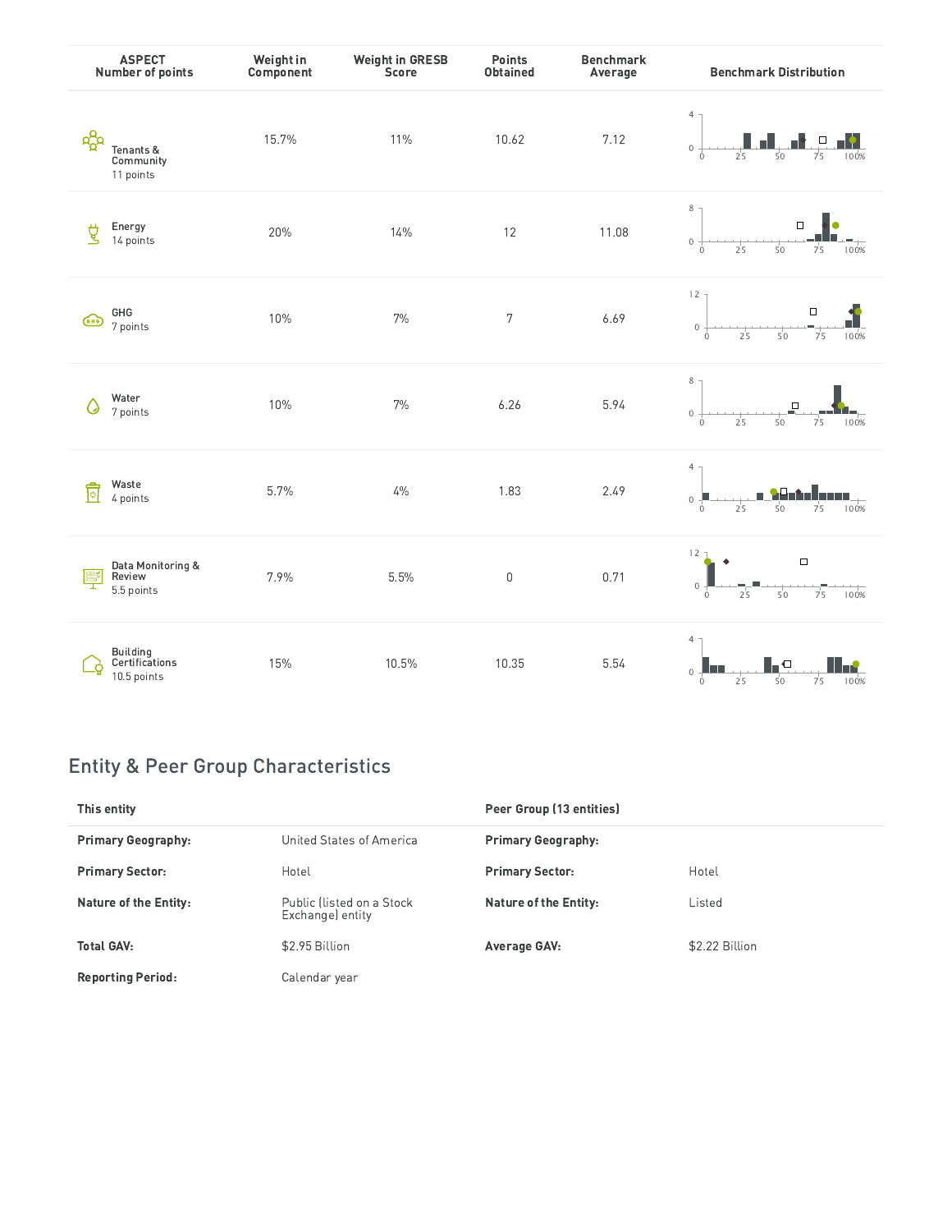| ASPECT<br>Number of points | Weight in Component | Weight in GRESB Score | Points Obtained | Benchmark Average | Benchmark Distribution |
|---|---|---|---|---|---|
| Tenants & Community<br>11 points | 15.7% | 11% | 10.62 | 7.12 | |
| Energy<br>14 points | 20% | 14% | 12 | 11.08 | |
| GHG<br>7 points | 10% | 7% | 7 | 6.69 | |
| Water<br>7 points | 10% | 7% | 6.26 | 5.94 | |
| Waste<br>4 points | 5.7% | 4% | 1.83 | 2.49 | |
| Data Monitoring & Review<br>5.5 points | 7.9% | 5.5% | 0 | 0.71 | |
| Building Certifications<br>10.5 points | 15% | 10.5% | 10.35 | 5.54 | |

## Entity & Peer Group Characteristics

| This entity | | Peer Group (13 entities) | |
|---|---|---|---|
| **Primary Geography:** | United States of America | **Primary Geography:** | |
| **Primary Sector:** | Hotel | **Primary Sector:** | Hotel |
| **Nature of the Entity:** | Public (listed on a Stock Exchange) entity | **Nature of the Entity:** | Listed |
| **Total GAV:** | $2.95 Billion | **Average GAV:** | $2.22 Billion |
| **Reporting Period:** | Calendar year | | |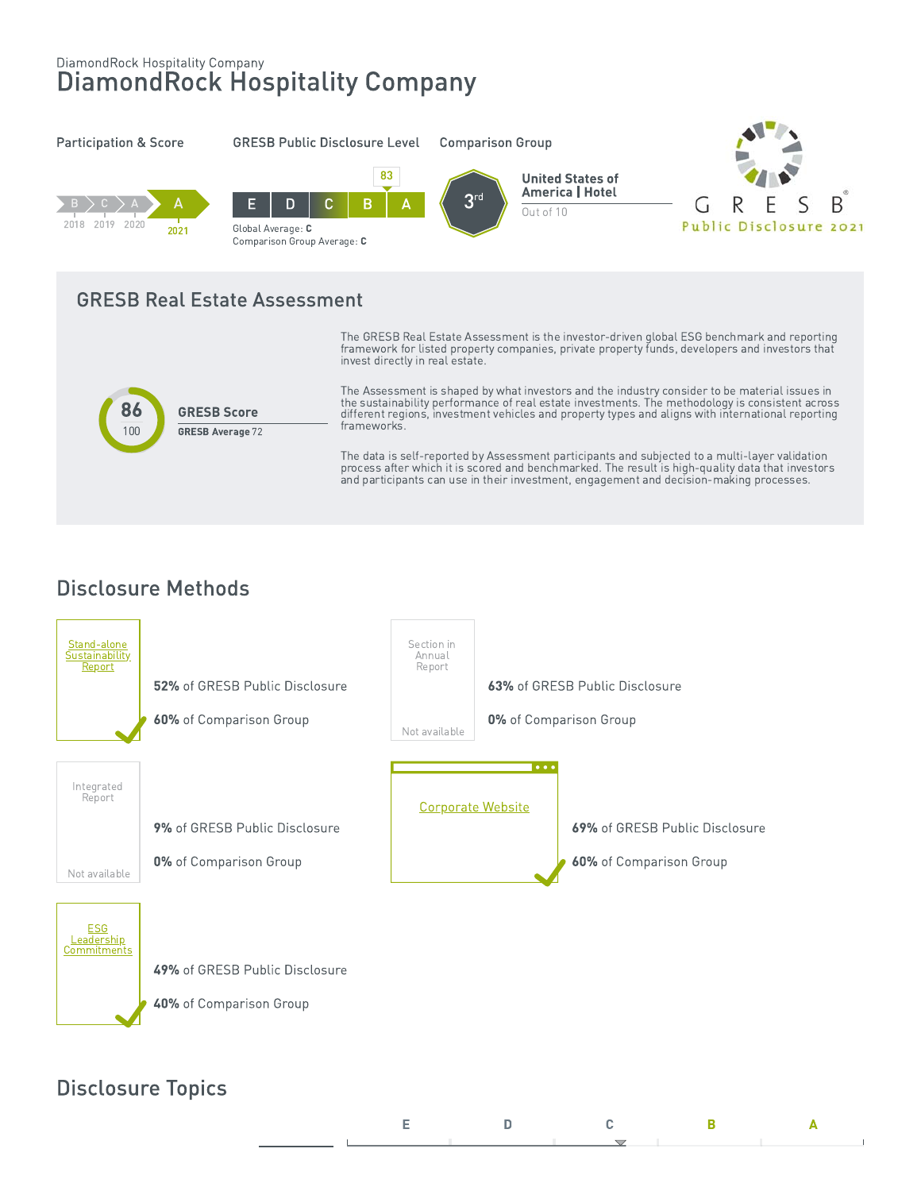DiamondRock Hospitality Company

# DiamondRock Hospitality Company

**Participation & Score**

B 2018 | C 2019 | A 2020 | **A 2021**

**GRESB Public Disclosure Level**

E | D | C | B | A — 83

Global Average: **C**
Comparison Group Average: **C**

**Comparison Group**

3rd — **United States of America | Hotel**

Out of 10

GRESB Public Disclosure 2021

## GRESB Real Estate Assessment

**86** / 100

**GRESB Score**

**GRESB Average** 72

The GRESB Real Estate Assessment is the investor-driven global ESG benchmark and reporting framework for listed property companies, private property funds, developers and investors that invest directly in real estate.

The Assessment is shaped by what investors and the industry consider to be material issues in the sustainability performance of real estate investments. The methodology is consistent across different regions, investment vehicles and property types and aligns with international reporting frameworks.

The data is self-reported by Assessment participants and subjected to a multi-layer validation process after which it is scored and benchmarked. The result is high-quality data that investors and participants can use in their investment, engagement and decision-making processes.

## Disclosure Methods

**Stand-alone Sustainability Report** ✓

**52%** of GRESB Public Disclosure

**60%** of Comparison Group

**Section in Annual Report** — Not available

**63%** of GRESB Public Disclosure

**0%** of Comparison Group

**Integrated Report** — Not available

**9%** of GRESB Public Disclosure

**0%** of Comparison Group

**Corporate Website** ✓

**69%** of GRESB Public Disclosure

**60%** of Comparison Group

**ESG Leadership Commitments** ✓

**49%** of GRESB Public Disclosure

**40%** of Comparison Group

## Disclosure Topics

E | D | C | B | A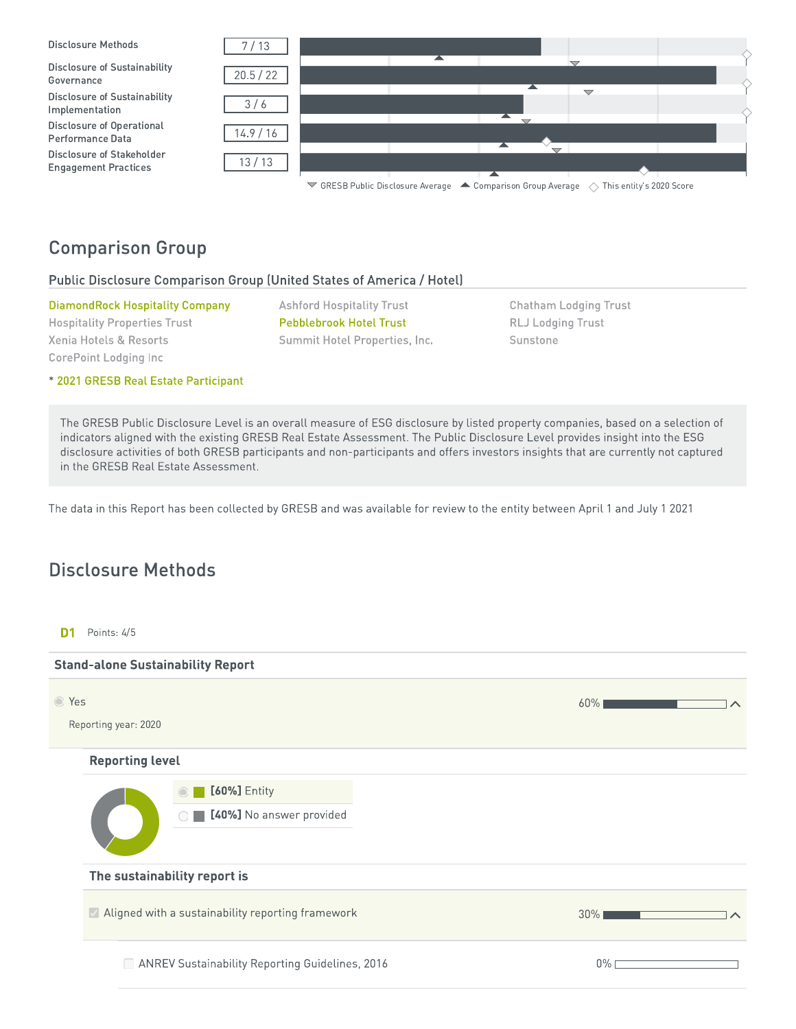Disclosure Methods 7 / 13

Disclosure of Sustainability Governance 20.5 / 22

Disclosure of Sustainability Implementation 3 / 6

Disclosure of Operational Performance Data 14.9 / 16

Disclosure of Stakeholder Engagement Practices 13 / 13

GRESB Public Disclosure Average · Comparison Group Average · This entity's 2020 Score

## Comparison Group

### Public Disclosure Comparison Group (United States of America / Hotel)

- DiamondRock Hospitality Company
- Ashford Hospitality Trust
- Chatham Lodging Trust
- Hospitality Properties Trust
- Pebblebrook Hotel Trust
- RLJ Lodging Trust
- Xenia Hotels & Resorts
- Summit Hotel Properties, Inc.
- Sunstone
- CorePoint Lodging Inc

* 2021 GRESB Real Estate Participant

The GRESB Public Disclosure Level is an overall measure of ESG disclosure by listed property companies, based on a selection of indicators aligned with the existing GRESB Real Estate Assessment. The Public Disclosure Level provides insight into the ESG disclosure activities of both GRESB participants and non-participants and offers investors insights that are currently not captured in the GRESB Real Estate Assessment.

The data in this Report has been collected by GRESB and was available for review to the entity between April 1 and July 1 2021

## Disclosure Methods

**D1** Points: 4/5

### Stand-alone Sustainability Report

Yes 60%

Reporting year: 2020

#### Reporting level

- [60%] Entity
- [40%] No answer provided

#### The sustainability report is

Aligned with a sustainability reporting framework 30%

ANREV Sustainability Reporting Guidelines, 2016 0%